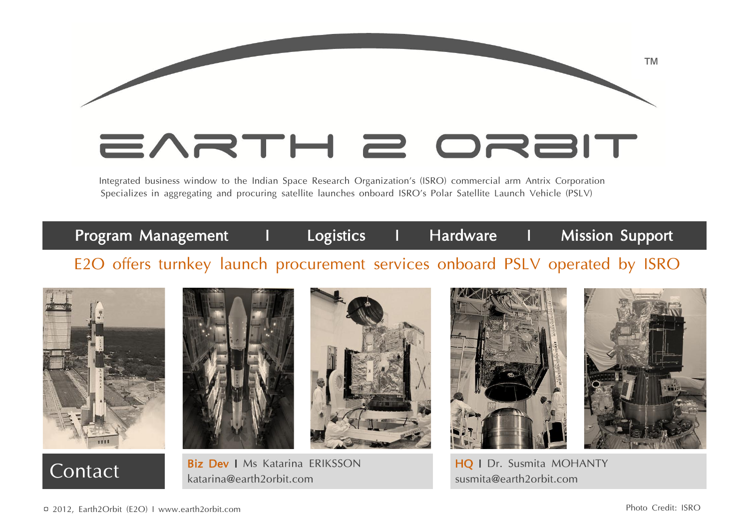# EARTH 2 ORBIT™

Integrated business window to the Indian Space Research Organization's (ISRO) commercial arm Antrix Corporation
Specializes in aggregating and procuring satellite launches onboard ISRO's Polar Satellite Launch Vehicle (PSLV)

**Program Management I Logistics I Hardware I Mission Support**

E2O offers turnkey launch procurement services onboard PSLV operated by ISRO

## Contact

**Biz Dev** I Ms Katarina ERIKSSON
katarina@earth2orbit.com

**HQ** I Dr. Susmita MOHANTY
susmita@earth2orbit.com

¤ 2012, Earth2Orbit (E2O) I www.earth2orbit.com

Photo Credit: ISRO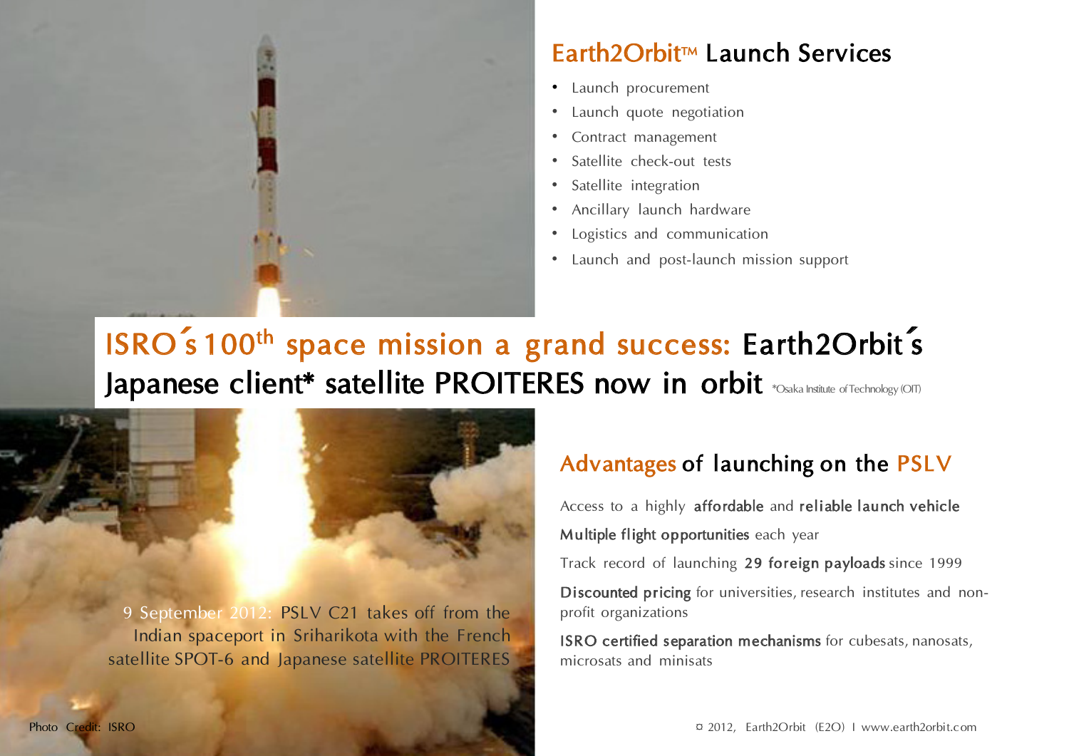## Earth2Orbit™ Launch Services

- Launch procurement
- Launch quote negotiation
- Contract management
- Satellite check-out tests
- Satellite integration
- Ancillary launch hardware
- Logistics and communication
- Launch and post-launch mission support

# ISRO´s 100th space mission a grand success: Earth2Orbit´s Japanese client* satellite PROITERES now in orbit

*Osaka Institute of Technology (OIT)

9 September 2012: PSLV C21 takes off from the Indian spaceport in Sriharikota with the French satellite SPOT-6 and Japanese satellite PROITERES

Photo Credit: ISRO

## Advantages of launching on the PSLV

Access to a highly **affordable** and **reliable launch vehicle**

**Multiple flight opportunities** each year

Track record of launching **29 foreign payloads** since 1999

**Discounted pricing** for universities, research institutes and non-profit organizations

**ISRO certified separation mechanisms** for cubesats, nanosats, microsats and minisats

© 2012, Earth2Orbit (E2O) I www.earth2orbit.com